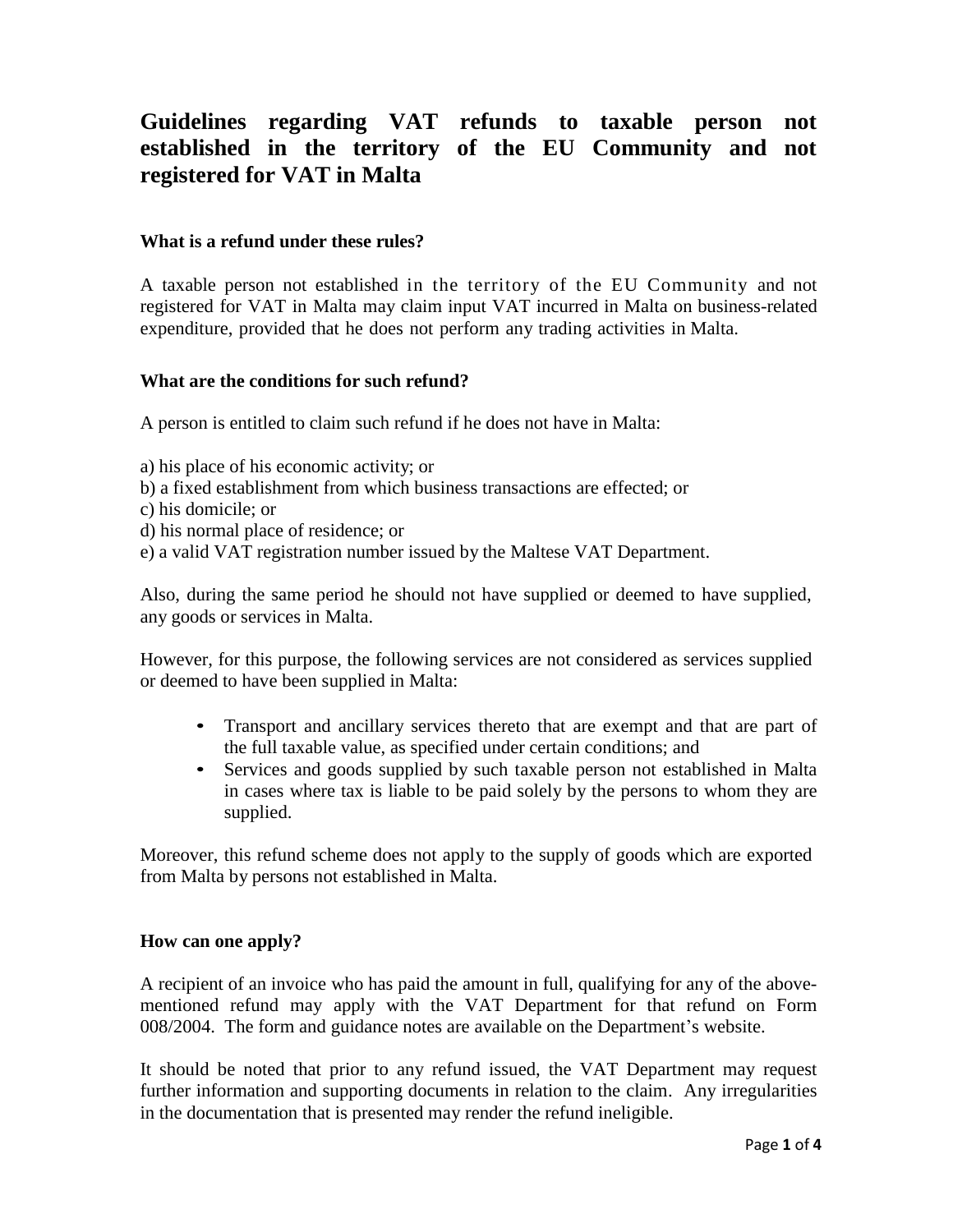# Guidelines regarding VAT refunds to taxable person not established in the territory of the EU Community and not registered for VAT in Malta

### What is a refund under these rules?

A taxable person not established in the territory of the EU Community and not registered for VAT in Malta may claim input VAT incurred in Malta on business-related expenditure, provided that he does not perform any trading activities in Malta.

### What are the conditions for such refund?

A person is entitled to claim such refund if he does not have in Malta:

a) his place of his economic activity; or
b) a fixed establishment from which business transactions are effected; or
c) his domicile; or
d) his normal place of residence; or
e) a valid VAT registration number issued by the Maltese VAT Department.

Also, during the same period he should not have supplied or deemed to have supplied, any goods or services in Malta.

However, for this purpose, the following services are not considered as services supplied or deemed to have been supplied in Malta:

- Transport and ancillary services thereto that are exempt and that are part of the full taxable value, as specified under certain conditions; and
- Services and goods supplied by such taxable person not established in Malta in cases where tax is liable to be paid solely by the persons to whom they are supplied.

Moreover, this refund scheme does not apply to the supply of goods which are exported from Malta by persons not established in Malta.

### How can one apply?

A recipient of an invoice who has paid the amount in full, qualifying for any of the above-mentioned refund may apply with the VAT Department for that refund on Form 008/2004. The form and guidance notes are available on the Department's website.

It should be noted that prior to any refund issued, the VAT Department may request further information and supporting documents in relation to the claim. Any irregularities in the documentation that is presented may render the refund ineligible.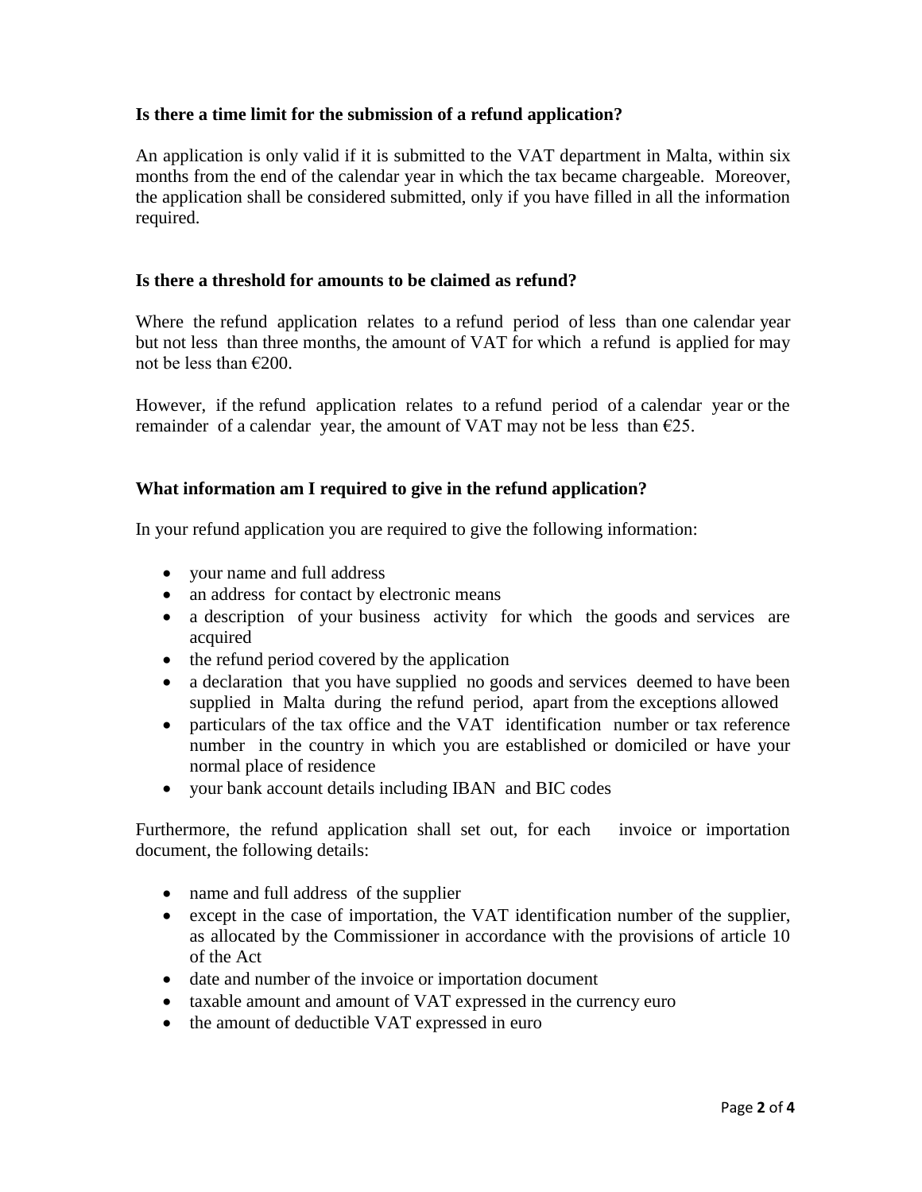**Is there a time limit for the submission of a refund application?**

An application is only valid if it is submitted to the VAT department in Malta, within six months from the end of the calendar year in which the tax became chargeable. Moreover, the application shall be considered submitted, only if you have filled in all the information required.

**Is there a threshold for amounts to be claimed as refund?**

Where the refund application relates to a refund period of less than one calendar year but not less than three months, the amount of VAT for which a refund is applied for may not be less than €200.

However, if the refund application relates to a refund period of a calendar year or the remainder of a calendar year, the amount of VAT may not be less than €25.

**What information am I required to give in the refund application?**

In your refund application you are required to give the following information:

- your name and full address
- an address for contact by electronic means
- a description of your business activity for which the goods and services are acquired
- the refund period covered by the application
- a declaration that you have supplied no goods and services deemed to have been supplied in Malta during the refund period, apart from the exceptions allowed
- particulars of the tax office and the VAT identification number or tax reference number in the country in which you are established or domiciled or have your normal place of residence
- your bank account details including IBAN and BIC codes

Furthermore, the refund application shall set out, for each invoice or importation document, the following details:

- name and full address of the supplier
- except in the case of importation, the VAT identification number of the supplier, as allocated by the Commissioner in accordance with the provisions of article 10 of the Act
- date and number of the invoice or importation document
- taxable amount and amount of VAT expressed in the currency euro
- the amount of deductible VAT expressed in euro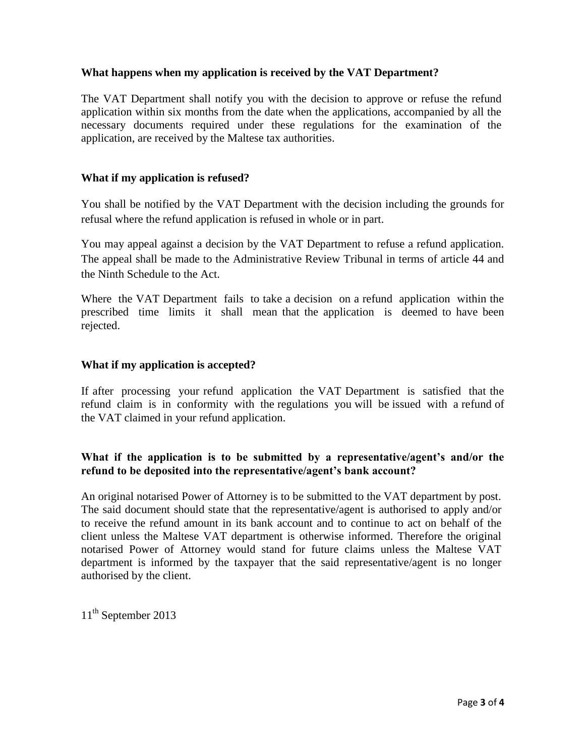### What happens when my application is received by the VAT Department?

The VAT Department shall notify you with the decision to approve or refuse the refund application within six months from the date when the applications, accompanied by all the necessary documents required under these regulations for the examination of the application, are received by the Maltese tax authorities.

### What if my application is refused?

You shall be notified by the VAT Department with the decision including the grounds for refusal where the refund application is refused in whole or in part.

You may appeal against a decision by the VAT Department to refuse a refund application. The appeal shall be made to the Administrative Review Tribunal in terms of article 44 and the Ninth Schedule to the Act.

Where the VAT Department fails to take a decision on a refund application within the prescribed time limits it shall mean that the application is deemed to have been rejected.

### What if my application is accepted?

If after processing your refund application the VAT Department is satisfied that the refund claim is in conformity with the regulations you will be issued with a refund of the VAT claimed in your refund application.

### What if the application is to be submitted by a representative/agent's and/or the refund to be deposited into the representative/agent's bank account?

An original notarised Power of Attorney is to be submitted to the VAT department by post. The said document should state that the representative/agent is authorised to apply and/or to receive the refund amount in its bank account and to continue to act on behalf of the client unless the Maltese VAT department is otherwise informed. Therefore the original notarised Power of Attorney would stand for future claims unless the Maltese VAT department is informed by the taxpayer that the said representative/agent is no longer authorised by the client.

11th September 2013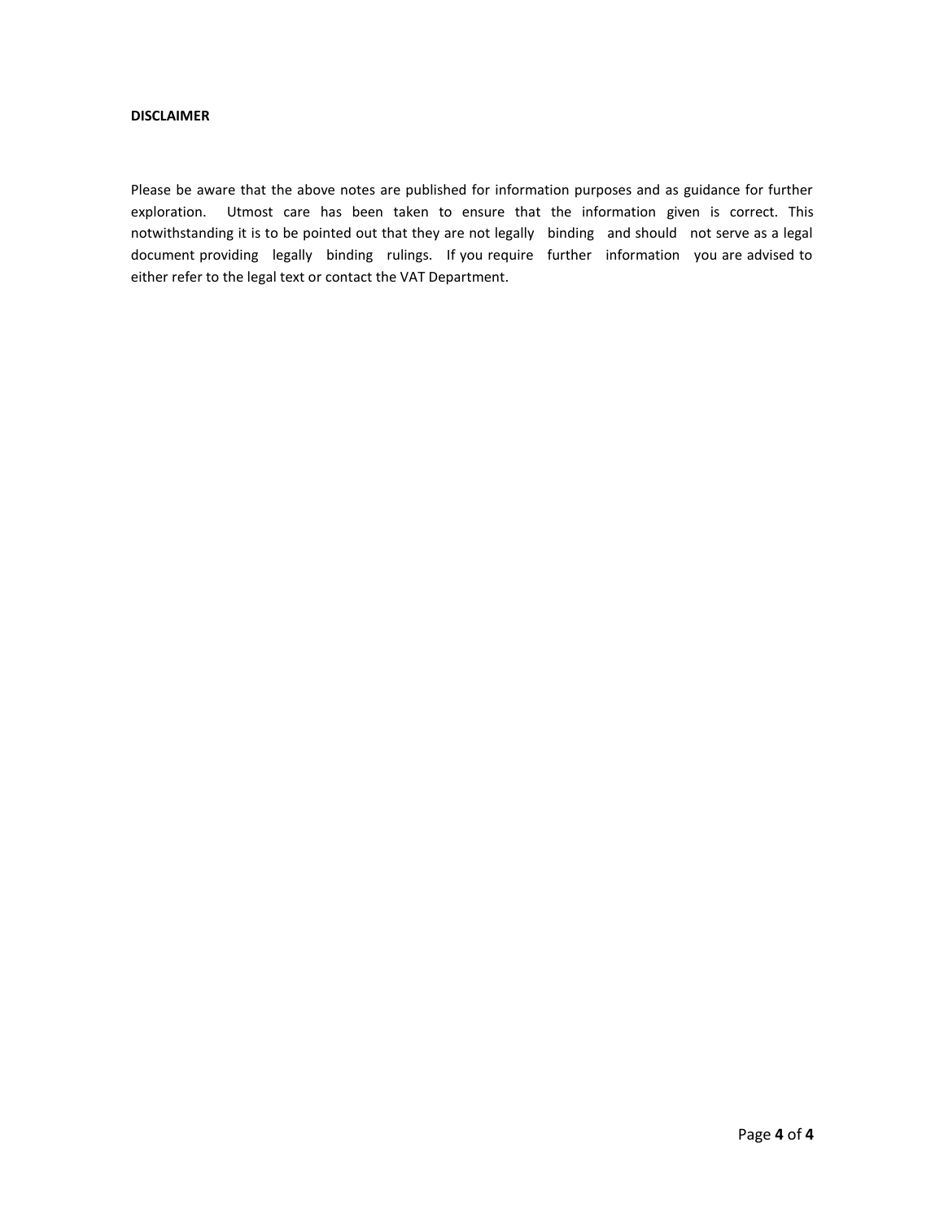**DISCLAIMER**

Please be aware that the above notes are published for information purposes and as guidance for further exploration. Utmost care has been taken to ensure that the information given is correct. This notwithstanding it is to be pointed out that they are not legally binding and should not serve as a legal document providing legally binding rulings. If you require further information you are advised to either refer to the legal text or contact the VAT Department.